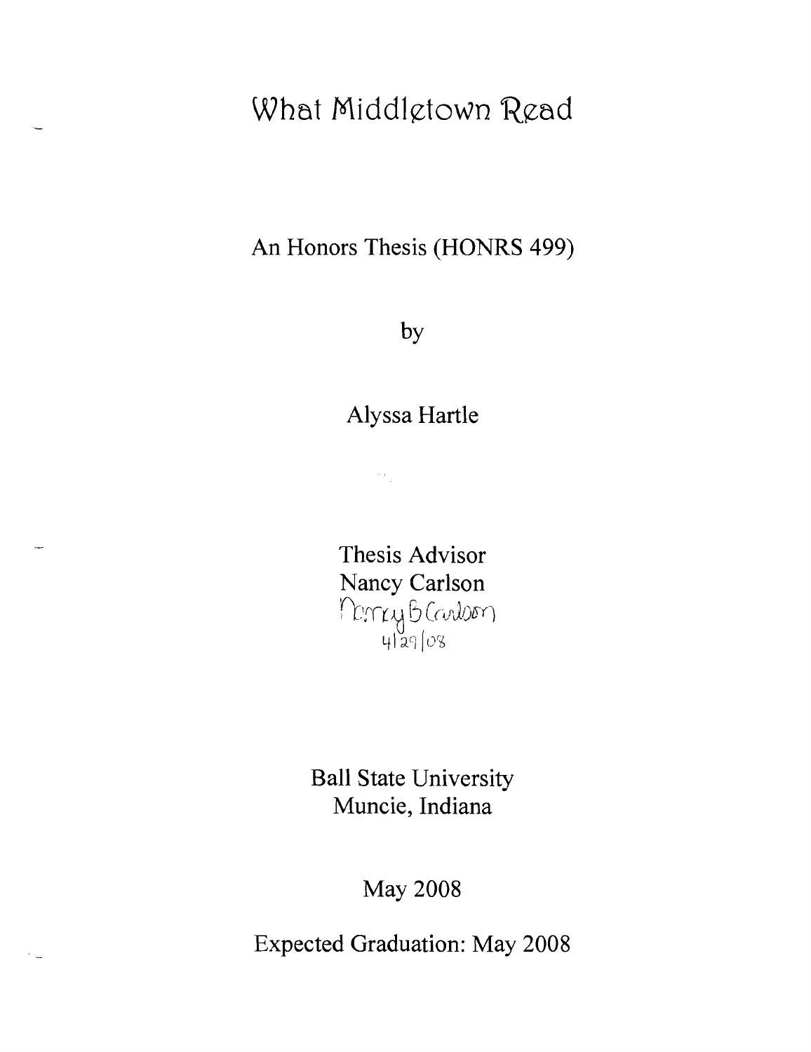# What Middletown Read

An Honors Thesis (HONRS 499)

by

Alyssa Hartle

Thesis Advisor

Nancy Carlson

Nancy B Carlson

4/29/08

Ball State University

Muncie, Indiana

May 2008

Expected Graduation: May 2008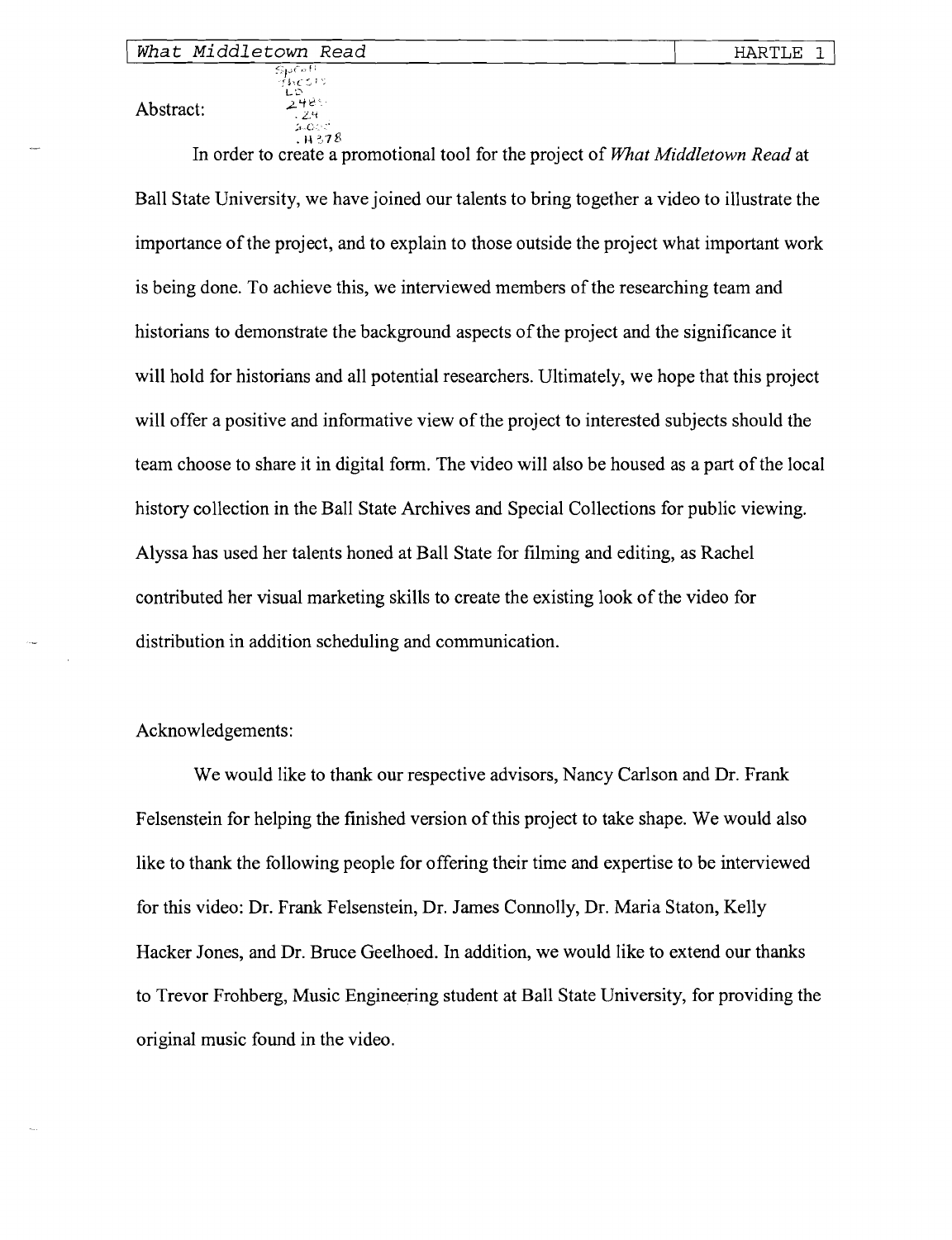Abstract:

In order to create a promotional tool for the project of *What Middletown Read* at Ball State University, we have joined our talents to bring together a video to illustrate the importance of the project, and to explain to those outside the project what important work is being done. To achieve this, we interviewed members of the researching team and historians to demonstrate the background aspects of the project and the significance it will hold for historians and all potential researchers. Ultimately, we hope that this project will offer a positive and informative view of the project to interested subjects should the team choose to share it in digital form. The video will also be housed as a part of the local history collection in the Ball State Archives and Special Collections for public viewing. Alyssa has used her talents honed at Ball State for filming and editing, as Rachel contributed her visual marketing skills to create the existing look of the video for distribution in addition scheduling and communication.

Acknowledgements:

We would like to thank our respective advisors, Nancy Carlson and Dr. Frank Felsenstein for helping the finished version of this project to take shape. We would also like to thank the following people for offering their time and expertise to be interviewed for this video: Dr. Frank Felsenstein, Dr. James Connolly, Dr. Maria Staton, Kelly Hacker Jones, and Dr. Bruce Geelhoed. In addition, we would like to extend our thanks to Trevor Frohberg, Music Engineering student at Ball State University, for providing the original music found in the video.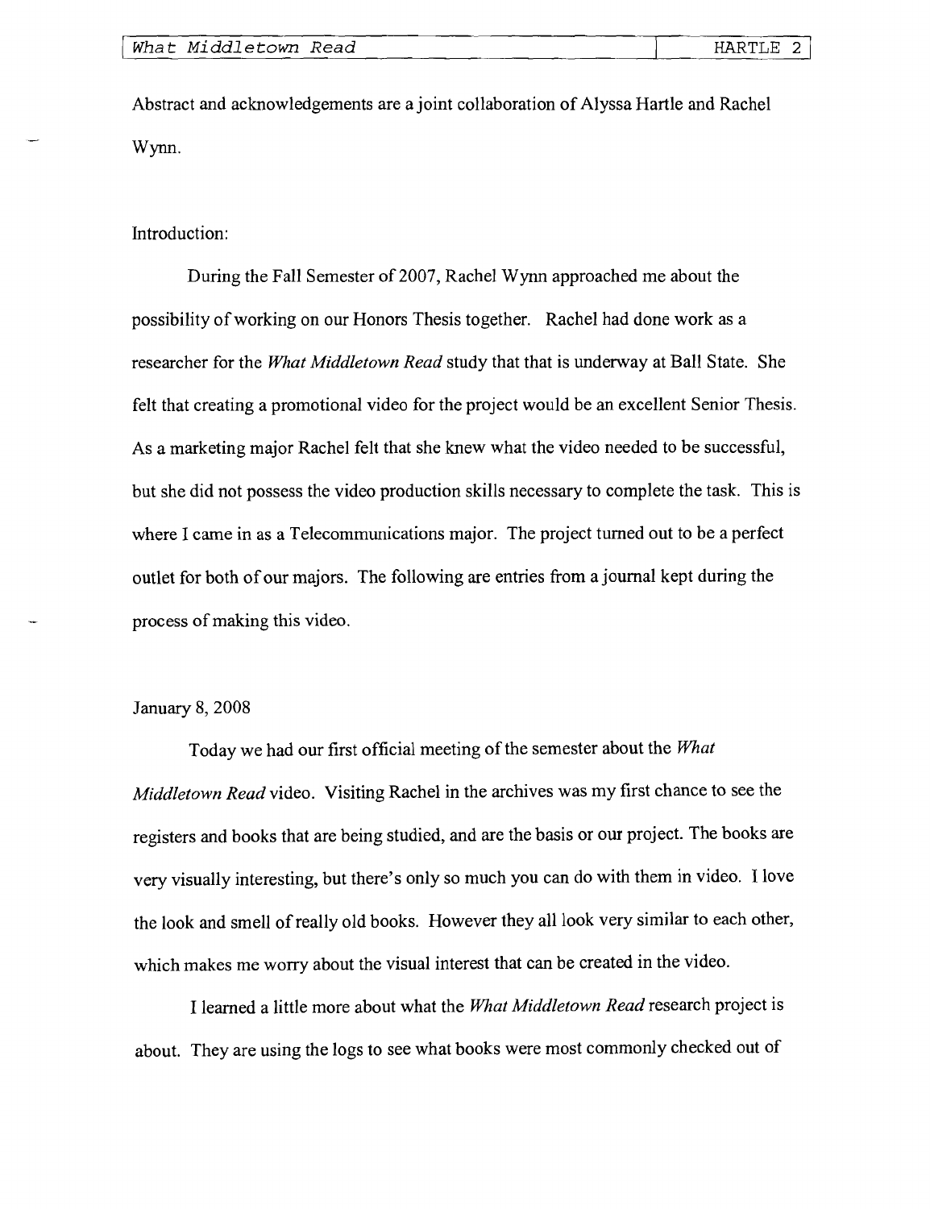Abstract and acknowledgements are a joint collaboration of Alyssa Hartle and Rachel Wynn.

Introduction:

During the Fall Semester of 2007, Rachel Wynn approached me about the possibility of working on our Honors Thesis together. Rachel had done work as a researcher for the *What Middletown Read* study that that is underway at Ball State. She felt that creating a promotional video for the project would be an excellent Senior Thesis. As a marketing major Rachel felt that she knew what the video needed to be successful, but she did not possess the video production skills necessary to complete the task. This is where I came in as a Telecommunications major. The project turned out to be a perfect outlet for both of our majors. The following are entries from a journal kept during the process of making this video.

January 8, 2008

Today we had our first official meeting of the semester about the *What Middletown Read* video. Visiting Rachel in the archives was my first chance to see the registers and books that are being studied, and are the basis or our project. The books are very visually interesting, but there's only so much you can do with them in video. I love the look and smell of really old books. However they all look very similar to each other, which makes me worry about the visual interest that can be created in the video.

I learned a little more about what the *What Middletown Read* research project is about. They are using the logs to see what books were most commonly checked out of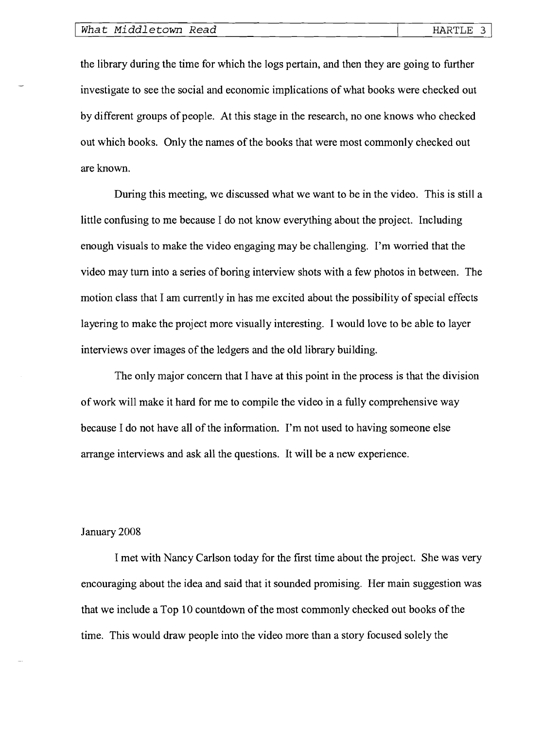the library during the time for which the logs pertain, and then they are going to further investigate to see the social and economic implications of what books were checked out by different groups of people. At this stage in the research, no one knows who checked out which books. Only the names of the books that were most commonly checked out are known.

During this meeting, we discussed what we want to be in the video. This is still a little confusing to me because I do not know everything about the project. Including enough visuals to make the video engaging may be challenging. I'm worried that the video may turn into a series of boring interview shots with a few photos in between. The motion class that I am currently in has me excited about the possibility of special effects layering to make the project more visually interesting. I would love to be able to layer interviews over images of the ledgers and the old library building.

The only major concern that I have at this point in the process is that the division of work will make it hard for me to compile the video in a fully comprehensive way because I do not have all of the information. I'm not used to having someone else arrange interviews and ask all the questions. It will be a new experience.

January 2008

I met with Nancy Carlson today for the first time about the project. She was very encouraging about the idea and said that it sounded promising. Her main suggestion was that we include a Top 10 countdown of the most commonly checked out books of the time. This would draw people into the video more than a story focused solely the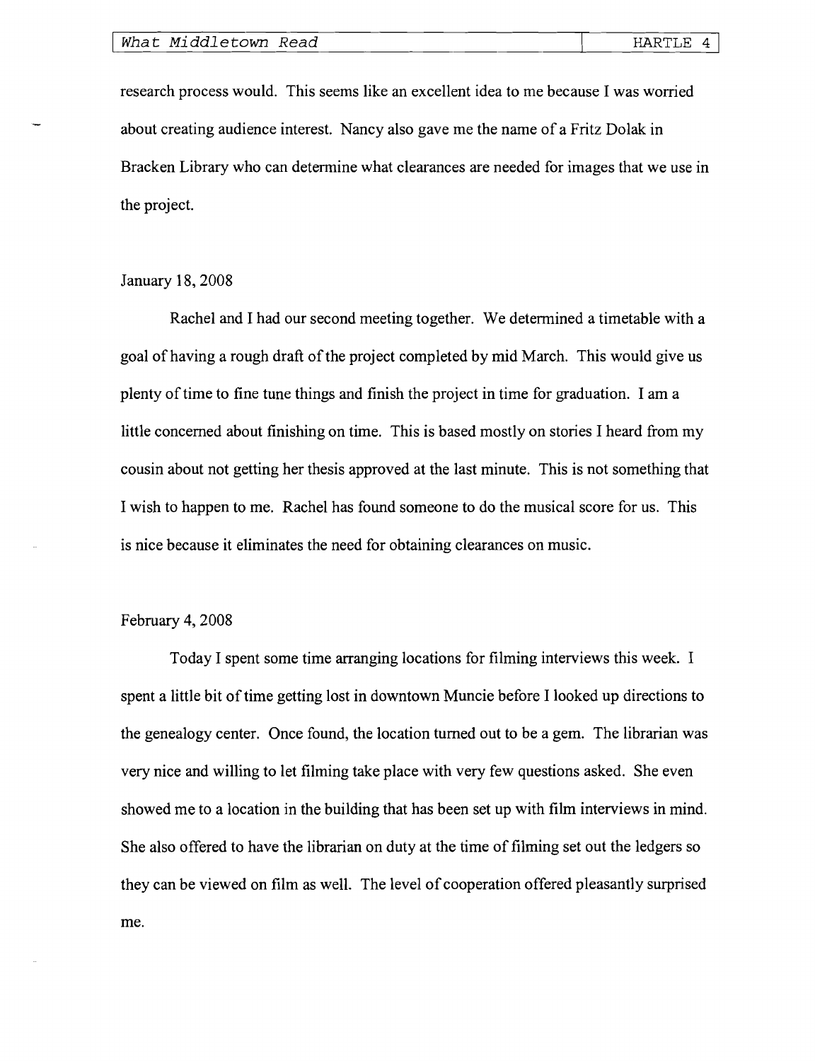research process would. This seems like an excellent idea to me because I was worried about creating audience interest. Nancy also gave me the name of a Fritz Dolak in Bracken Library who can determine what clearances are needed for images that we use in the project.

January 18, 2008

Rachel and I had our second meeting together. We determined a timetable with a goal of having a rough draft of the project completed by mid March. This would give us plenty of time to fine tune things and finish the project in time for graduation. I am a little concerned about finishing on time. This is based mostly on stories I heard from my cousin about not getting her thesis approved at the last minute. This is not something that I wish to happen to me. Rachel has found someone to do the musical score for us. This is nice because it eliminates the need for obtaining clearances on music.

February 4, 2008

Today I spent some time arranging locations for filming interviews this week. I spent a little bit of time getting lost in downtown Muncie before I looked up directions to the genealogy center. Once found, the location turned out to be a gem. The librarian was very nice and willing to let filming take place with very few questions asked. She even showed me to a location in the building that has been set up with film interviews in mind. She also offered to have the librarian on duty at the time of filming set out the ledgers so they can be viewed on film as well. The level of cooperation offered pleasantly surprised me.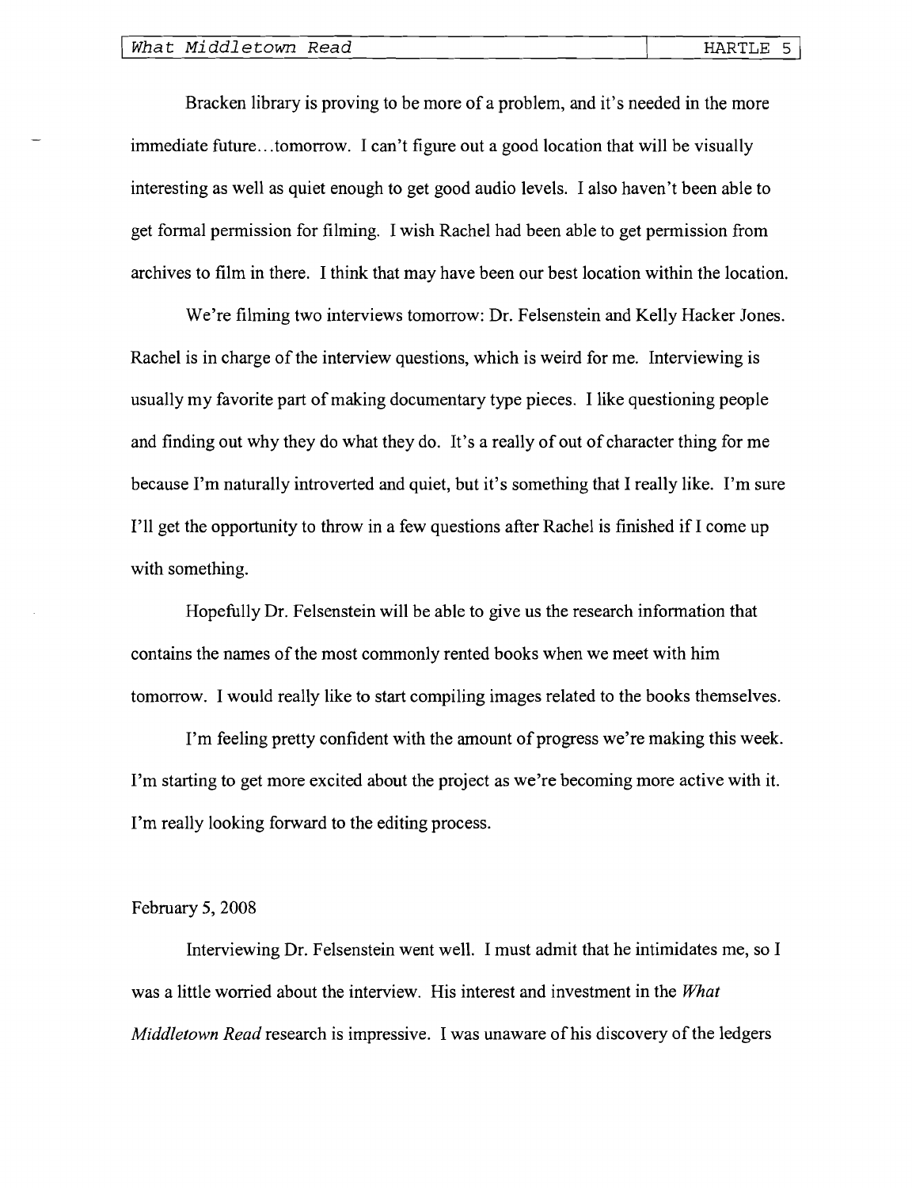Bracken library is proving to be more of a problem, and it's needed in the more immediate future...tomorrow. I can't figure out a good location that will be visually interesting as well as quiet enough to get good audio levels. I also haven't been able to get formal permission for filming. I wish Rachel had been able to get permission from archives to film in there. I think that may have been our best location within the location.

We're filming two interviews tomorrow: Dr. Felsenstein and Kelly Hacker Jones. Rachel is in charge of the interview questions, which is weird for me. Interviewing is usually my favorite part of making documentary type pieces. I like questioning people and finding out why they do what they do. It's a really of out of character thing for me because I'm naturally introverted and quiet, but it's something that I really like. I'm sure I'll get the opportunity to throw in a few questions after Rachel is finished if I come up with something.

Hopefully Dr. Felsenstein will be able to give us the research information that contains the names of the most commonly rented books when we meet with him tomorrow. I would really like to start compiling images related to the books themselves.

I'm feeling pretty confident with the amount of progress we're making this week. I'm starting to get more excited about the project as we're becoming more active with it. I'm really looking forward to the editing process.

February 5, 2008

Interviewing Dr. Felsenstein went well. I must admit that he intimidates me, so I was a little worried about the interview. His interest and investment in the *What Middletown Read* research is impressive. I was unaware of his discovery of the ledgers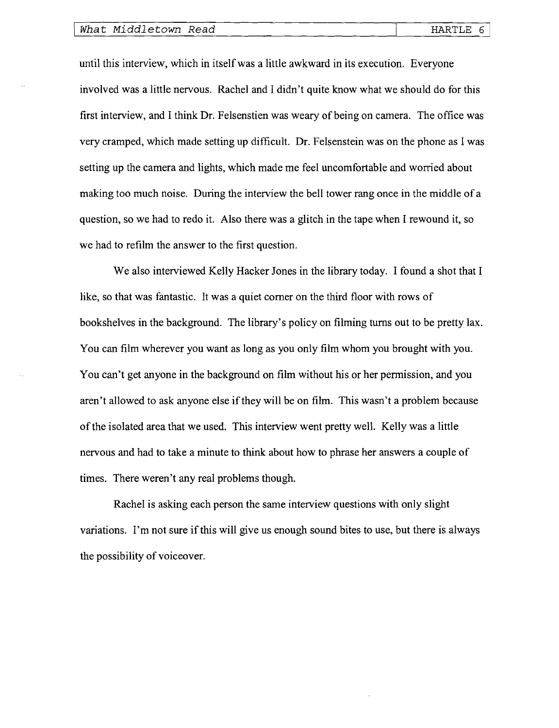until this interview, which in itself was a little awkward in its execution. Everyone involved was a little nervous. Rachel and I didn't quite know what we should do for this first interview, and I think Dr. Felsenstien was weary of being on camera. The office was very cramped, which made setting up difficult. Dr. Felsenstein was on the phone as I was setting up the camera and lights, which made me feel uncomfortable and worried about making too much noise. During the interview the bell tower rang once in the middle of a question, so we had to redo it. Also there was a glitch in the tape when I rewound it, so we had to refilm the answer to the first question.

We also interviewed Kelly Hacker Jones in the library today. I found a shot that I like, so that was fantastic. It was a quiet corner on the third floor with rows of bookshelves in the background. The library's policy on filming turns out to be pretty lax. You can film wherever you want as long as you only film whom you brought with you. You can't get anyone in the background on film without his or her permission, and you aren't allowed to ask anyone else if they will be on film. This wasn't a problem because of the isolated area that we used. This interview went pretty well. Kelly was a little nervous and had to take a minute to think about how to phrase her answers a couple of times. There weren't any real problems though.

Rachel is asking each person the same interview questions with only slight variations. I'm not sure if this will give us enough sound bites to use, but there is always the possibility of voiceover.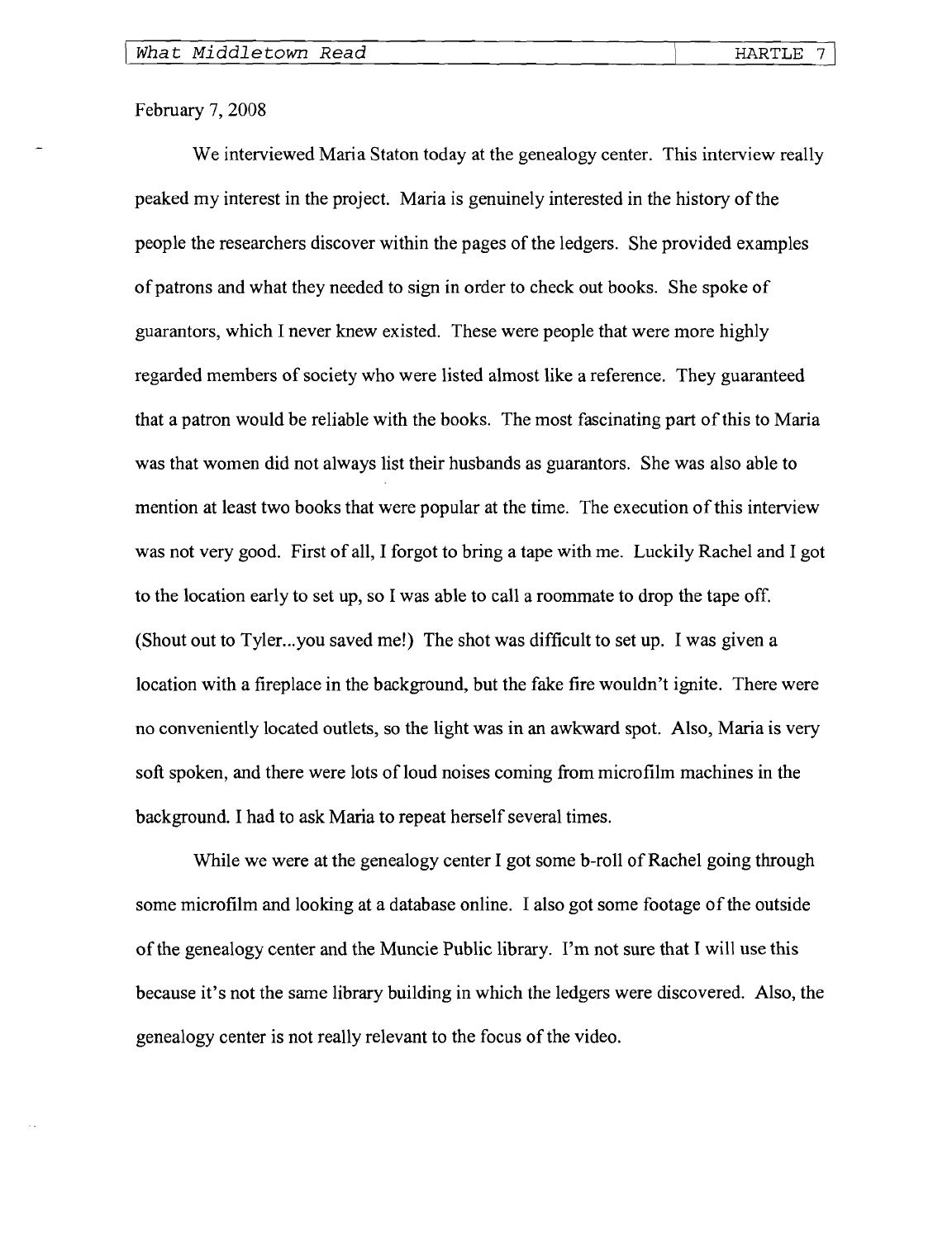February 7, 2008

We interviewed Maria Staton today at the genealogy center. This interview really peaked my interest in the project. Maria is genuinely interested in the history of the people the researchers discover within the pages of the ledgers. She provided examples of patrons and what they needed to sign in order to check out books. She spoke of guarantors, which I never knew existed. These were people that were more highly regarded members of society who were listed almost like a reference. They guaranteed that a patron would be reliable with the books. The most fascinating part of this to Maria was that women did not always list their husbands as guarantors. She was also able to mention at least two books that were popular at the time. The execution of this interview was not very good. First of all, I forgot to bring a tape with me. Luckily Rachel and I got to the location early to set up, so I was able to call a roommate to drop the tape off. (Shout out to Tyler...you saved me!) The shot was difficult to set up. I was given a location with a fireplace in the background, but the fake fire wouldn't ignite. There were no conveniently located outlets, so the light was in an awkward spot. Also, Maria is very soft spoken, and there were lots of loud noises coming from microfilm machines in the background. I had to ask Maria to repeat herself several times.

While we were at the genealogy center I got some b-roll of Rachel going through some microfilm and looking at a database online. I also got some footage of the outside of the genealogy center and the Muncie Public library. I'm not sure that I will use this because it's not the same library building in which the ledgers were discovered. Also, the genealogy center is not really relevant to the focus of the video.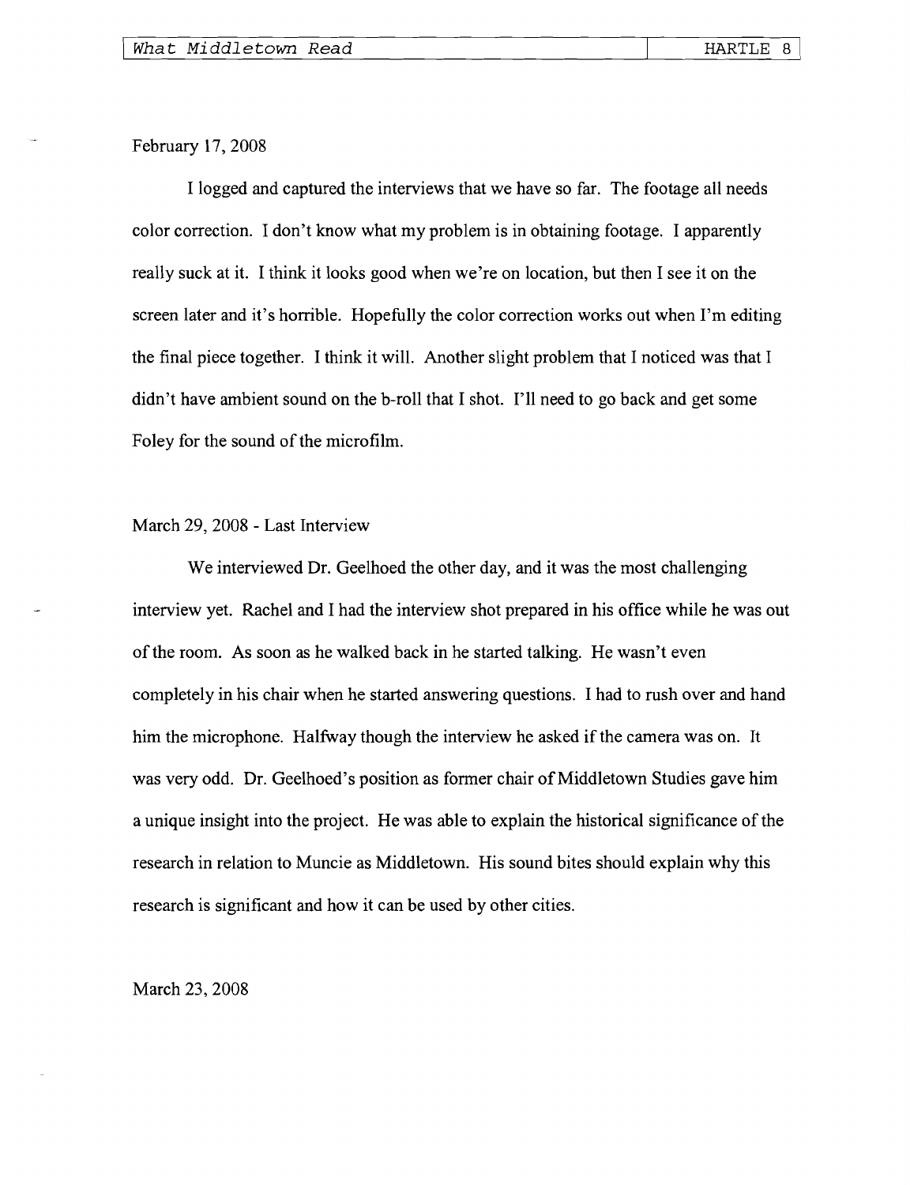February 17, 2008

I logged and captured the interviews that we have so far. The footage all needs color correction. I don't know what my problem is in obtaining footage. I apparently really suck at it. I think it looks good when we're on location, but then I see it on the screen later and it's horrible. Hopefully the color correction works out when I'm editing the final piece together. I think it will. Another slight problem that I noticed was that I didn't have ambient sound on the b-roll that I shot. I'll need to go back and get some Foley for the sound of the microfilm.

March 29, 2008 - Last Interview

We interviewed Dr. Geelhoed the other day, and it was the most challenging interview yet. Rachel and I had the interview shot prepared in his office while he was out of the room. As soon as he walked back in he started talking. He wasn't even completely in his chair when he started answering questions. I had to rush over and hand him the microphone. Halfway though the interview he asked if the camera was on. It was very odd. Dr. Geelhoed's position as former chair of Middletown Studies gave him a unique insight into the project. He was able to explain the historical significance of the research in relation to Muncie as Middletown. His sound bites should explain why this research is significant and how it can be used by other cities.

March 23, 2008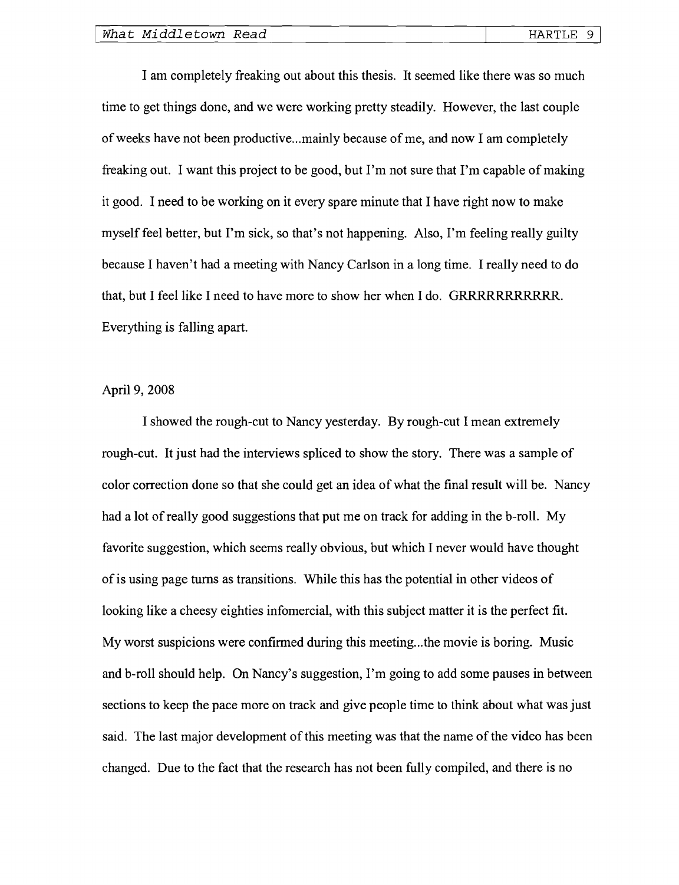I am completely freaking out about this thesis. It seemed like there was so much time to get things done, and we were working pretty steadily. However, the last couple of weeks have not been productive...mainly because of me, and now I am completely freaking out. I want this project to be good, but I'm not sure that I'm capable of making it good. I need to be working on it every spare minute that I have right now to make myself feel better, but I'm sick, so that's not happening. Also, I'm feeling really guilty because I haven't had a meeting with Nancy Carlson in a long time. I really need to do that, but I feel like I need to have more to show her when I do. GRRRRRRRRRRR. Everything is falling apart.

April 9, 2008

I showed the rough-cut to Nancy yesterday. By rough-cut I mean extremely rough-cut. It just had the interviews spliced to show the story. There was a sample of color correction done so that she could get an idea of what the final result will be. Nancy had a lot of really good suggestions that put me on track for adding in the b-roll. My favorite suggestion, which seems really obvious, but which I never would have thought of is using page turns as transitions. While this has the potential in other videos of looking like a cheesy eighties infomercial, with this subject matter it is the perfect fit. My worst suspicions were confirmed during this meeting...the movie is boring. Music and b-roll should help. On Nancy's suggestion, I'm going to add some pauses in between sections to keep the pace more on track and give people time to think about what was just said. The last major development of this meeting was that the name of the video has been changed. Due to the fact that the research has not been fully compiled, and there is no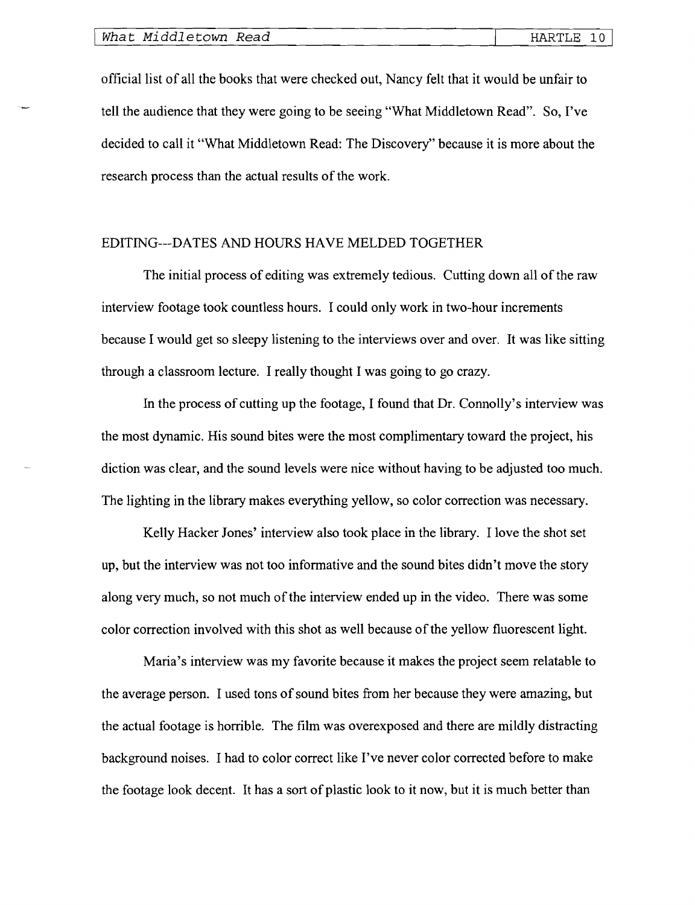official list of all the books that were checked out, Nancy felt that it would be unfair to tell the audience that they were going to be seeing "What Middletown Read". So, I've decided to call it "What Middletown Read: The Discovery" because it is more about the research process than the actual results of the work.

## EDITING---DATES AND HOURS HAVE MELDED TOGETHER

The initial process of editing was extremely tedious. Cutting down all of the raw interview footage took countless hours. I could only work in two-hour increments because I would get so sleepy listening to the interviews over and over. It was like sitting through a classroom lecture. I really thought I was going to go crazy.

In the process of cutting up the footage, I found that Dr. Connolly's interview was the most dynamic. His sound bites were the most complimentary toward the project, his diction was clear, and the sound levels were nice without having to be adjusted too much. The lighting in the library makes everything yellow, so color correction was necessary.

Kelly Hacker Jones' interview also took place in the library. I love the shot set up, but the interview was not too informative and the sound bites didn't move the story along very much, so not much of the interview ended up in the video. There was some color correction involved with this shot as well because of the yellow fluorescent light.

Maria's interview was my favorite because it makes the project seem relatable to the average person. I used tons of sound bites from her because they were amazing, but the actual footage is horrible. The film was overexposed and there are mildly distracting background noises. I had to color correct like I've never color corrected before to make the footage look decent. It has a sort of plastic look to it now, but it is much better than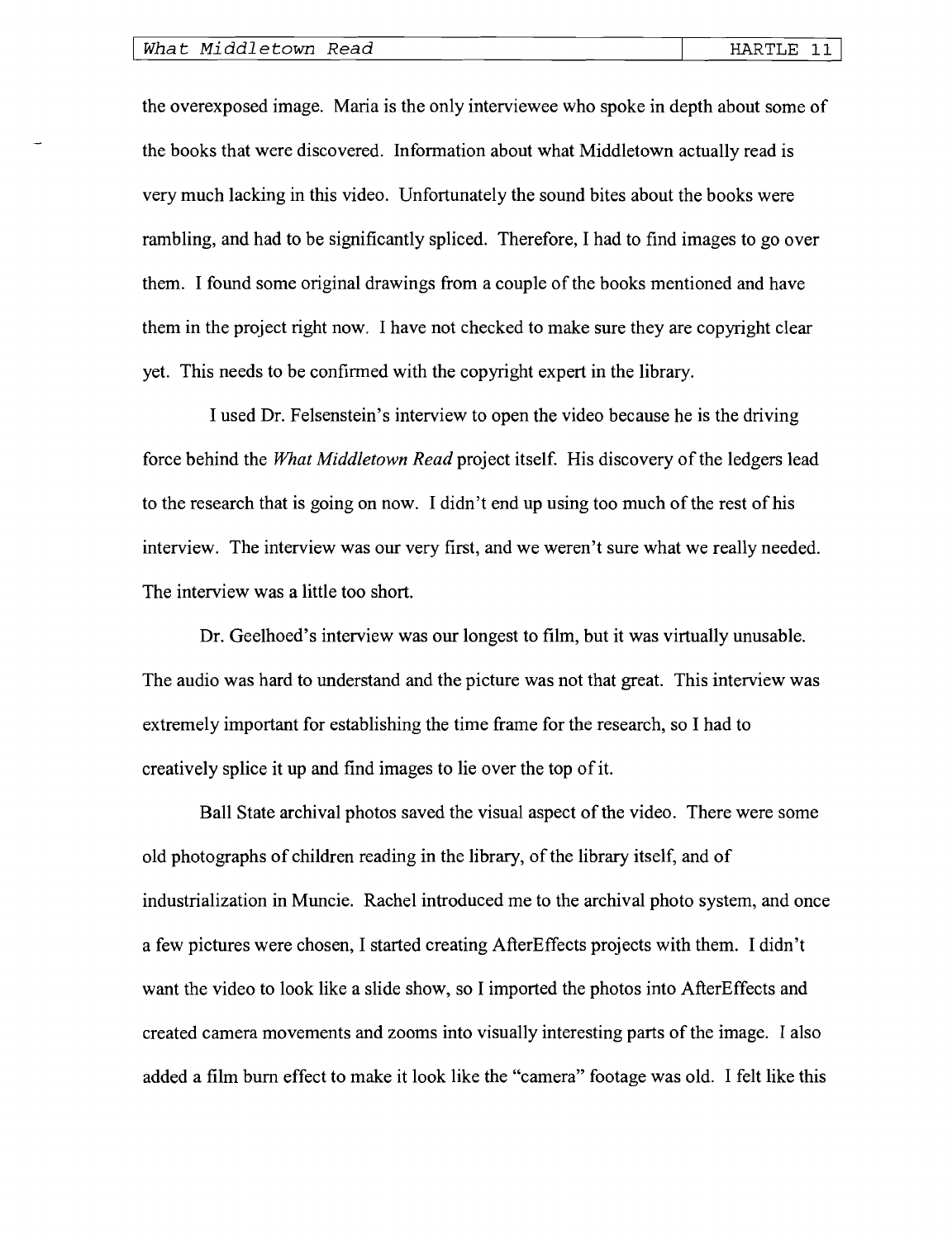the overexposed image. Maria is the only interviewee who spoke in depth about some of the books that were discovered. Information about what Middletown actually read is very much lacking in this video. Unfortunately the sound bites about the books were rambling, and had to be significantly spliced. Therefore, I had to find images to go over them. I found some original drawings from a couple of the books mentioned and have them in the project right now. I have not checked to make sure they are copyright clear yet. This needs to be confirmed with the copyright expert in the library.

I used Dr. Felsenstein's interview to open the video because he is the driving force behind the *What Middletown Read* project itself. His discovery of the ledgers lead to the research that is going on now. I didn't end up using too much of the rest of his interview. The interview was our very first, and we weren't sure what we really needed. The interview was a little too short.

Dr. Geelhoed's interview was our longest to film, but it was virtually unusable. The audio was hard to understand and the picture was not that great. This interview was extremely important for establishing the time frame for the research, so I had to creatively splice it up and find images to lie over the top of it.

Ball State archival photos saved the visual aspect of the video. There were some old photographs of children reading in the library, of the library itself, and of industrialization in Muncie. Rachel introduced me to the archival photo system, and once a few pictures were chosen, I started creating AfterEffects projects with them. I didn't want the video to look like a slide show, so I imported the photos into AfterEffects and created camera movements and zooms into visually interesting parts of the image. I also added a film burn effect to make it look like the "camera" footage was old. I felt like this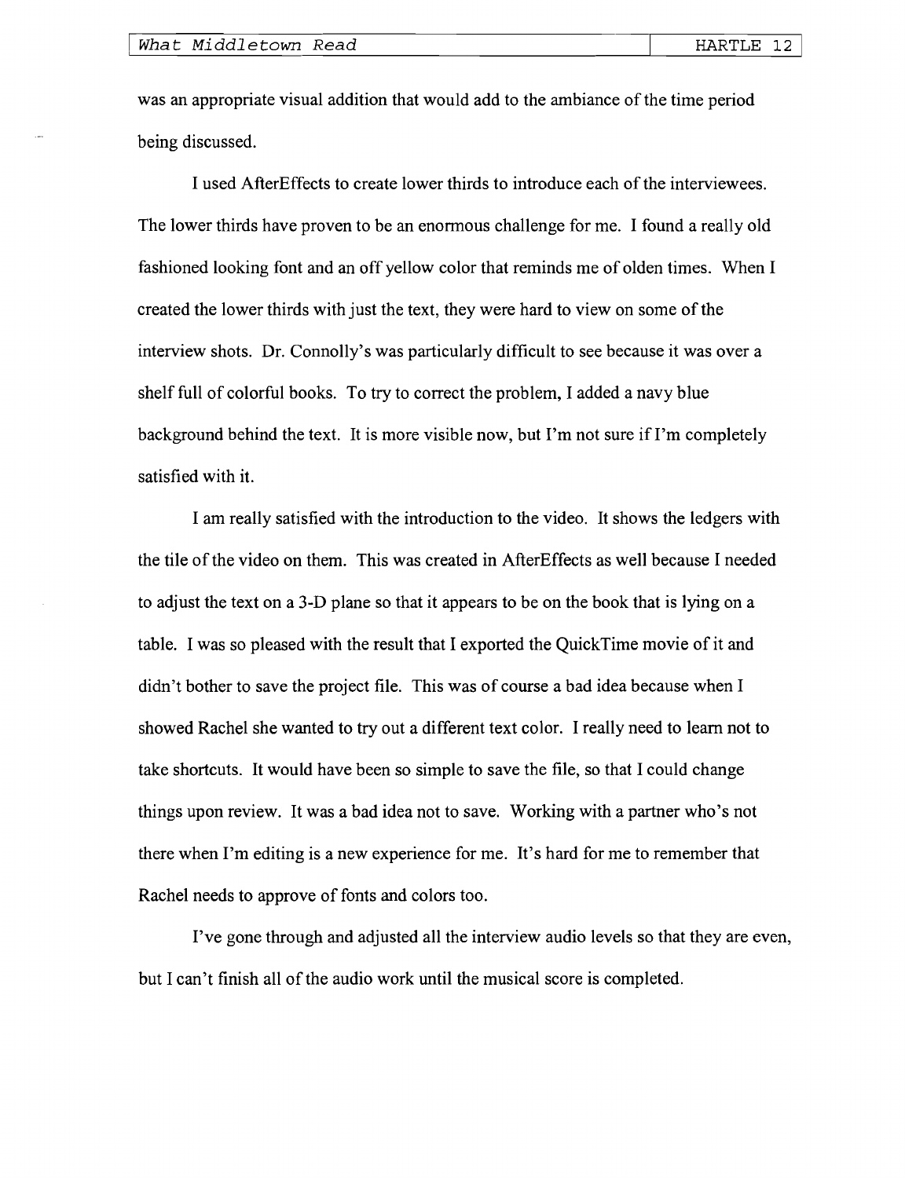was an appropriate visual addition that would add to the ambiance of the time period being discussed.

I used AfterEffects to create lower thirds to introduce each of the interviewees. The lower thirds have proven to be an enormous challenge for me. I found a really old fashioned looking font and an off yellow color that reminds me of olden times. When I created the lower thirds with just the text, they were hard to view on some of the interview shots. Dr. Connolly's was particularly difficult to see because it was over a shelf full of colorful books. To try to correct the problem, I added a navy blue background behind the text. It is more visible now, but I'm not sure if I'm completely satisfied with it.

I am really satisfied with the introduction to the video. It shows the ledgers with the tile of the video on them. This was created in AfterEffects as well because I needed to adjust the text on a 3-D plane so that it appears to be on the book that is lying on a table. I was so pleased with the result that I exported the QuickTime movie of it and didn't bother to save the project file. This was of course a bad idea because when I showed Rachel she wanted to try out a different text color. I really need to learn not to take shortcuts. It would have been so simple to save the file, so that I could change things upon review. It was a bad idea not to save. Working with a partner who's not there when I'm editing is a new experience for me. It's hard for me to remember that Rachel needs to approve of fonts and colors too.

I've gone through and adjusted all the interview audio levels so that they are even, but I can't finish all of the audio work until the musical score is completed.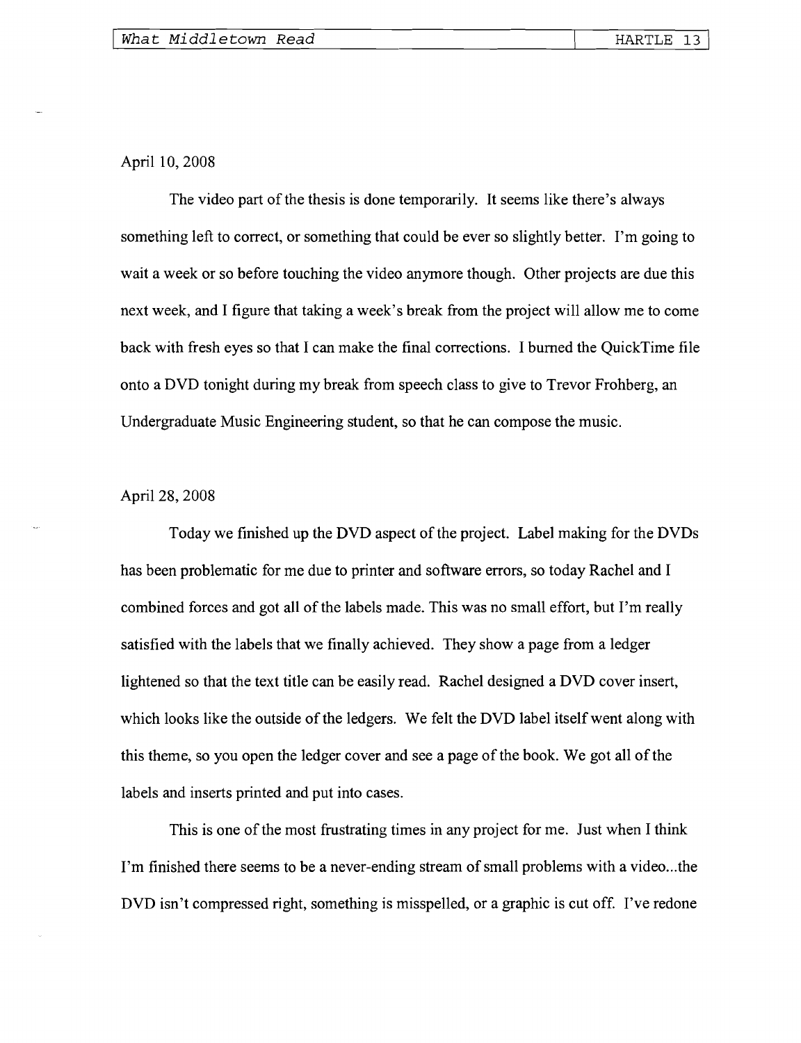April 10, 2008

The video part of the thesis is done temporarily. It seems like there's always something left to correct, or something that could be ever so slightly better. I'm going to wait a week or so before touching the video anymore though. Other projects are due this next week, and I figure that taking a week's break from the project will allow me to come back with fresh eyes so that I can make the final corrections. I burned the QuickTime file onto a DVD tonight during my break from speech class to give to Trevor Frohberg, an Undergraduate Music Engineering student, so that he can compose the music.

April 28, 2008

Today we finished up the DVD aspect of the project. Label making for the DVDs has been problematic for me due to printer and software errors, so today Rachel and I combined forces and got all of the labels made. This was no small effort, but I'm really satisfied with the labels that we finally achieved. They show a page from a ledger lightened so that the text title can be easily read. Rachel designed a DVD cover insert, which looks like the outside of the ledgers. We felt the DVD label itself went along with this theme, so you open the ledger cover and see a page of the book. We got all of the labels and inserts printed and put into cases.

This is one of the most frustrating times in any project for me. Just when I think I'm finished there seems to be a never-ending stream of small problems with a video...the DVD isn't compressed right, something is misspelled, or a graphic is cut off. I've redone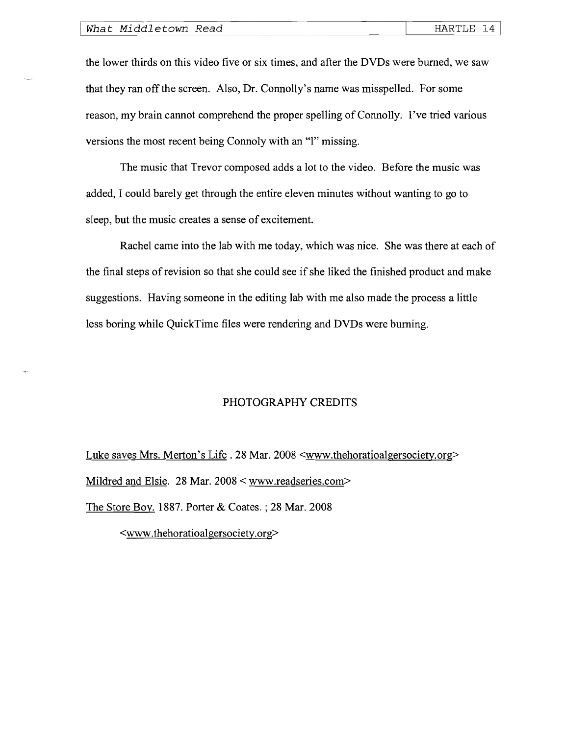the lower thirds on this video five or six times, and after the DVDs were burned, we saw that they ran off the screen. Also, Dr. Connolly's name was misspelled. For some reason, my brain cannot comprehend the proper spelling of Connolly. I've tried various versions the most recent being Connoly with an "l" missing.

The music that Trevor composed adds a lot to the video. Before the music was added, I could barely get through the entire eleven minutes without wanting to go to sleep, but the music creates a sense of excitement.

Rachel came into the lab with me today, which was nice. She was there at each of the final steps of revision so that she could see if she liked the finished product and make suggestions. Having someone in the editing lab with me also made the process a little less boring while QuickTime files were rendering and DVDs were burning.

## PHOTOGRAPHY CREDITS

Luke saves Mrs. Merton's Life . 28 Mar. 2008 <www.thehoratioalgersociety.org>

Mildred and Elsie. 28 Mar. 2008 < www.readseries.com>

The Store Boy. 1887. Porter & Coates. ; 28 Mar. 2008 <www.thehoratioalgersociety.org>